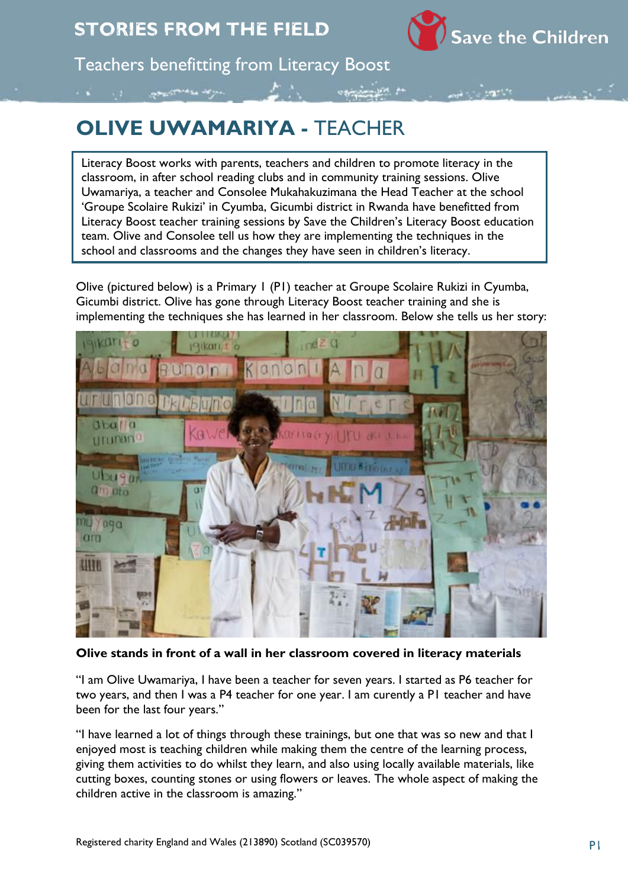# STORIES FROM THE FIELD

## Teachers benefitting from Literacy Boost

# OLIVE UWAMARIYA - TEACHER

Literacy Boost works with parents, teachers and children to promote literacy in the classroom, in after school reading clubs and in community training sessions. Olive Uwamariya, a teacher and Consolee Mukahakuzimana the Head Teacher at the school 'Groupe Scolaire Rukizi' in Cyumba, Gicumbi district in Rwanda have benefitted from Literacy Boost teacher training sessions by Save the Children's Literacy Boost education team. Olive and Consolee tell us how they are implementing the techniques in the school and classrooms and the changes they have seen in children's literacy.

Olive (pictured below) is a Primary 1 (P1) teacher at Groupe Scolaire Rukizi in Cyumba, Gicumbi district. Olive has gone through Literacy Boost teacher training and she is implementing the techniques she has learned in her classroom. Below she tells us her story:

**Olive stands in front of a wall in her classroom covered in literacy materials**

"I am Olive Uwamariya, I have been a teacher for seven years. I started as P6 teacher for two years, and then I was a P4 teacher for one year. I am curently a P1 teacher and have been for the last four years."

"I have learned a lot of things through these trainings, but one that was so new and that I enjoyed most is teaching children while making them the centre of the learning process, giving them activities to do whilst they learn, and also using locally available materials, like cutting boxes, counting stones or using flowers or leaves. The whole aspect of making the children active in the classroom is amazing."

Registered charity England and Wales (213890) Scotland (SC039570)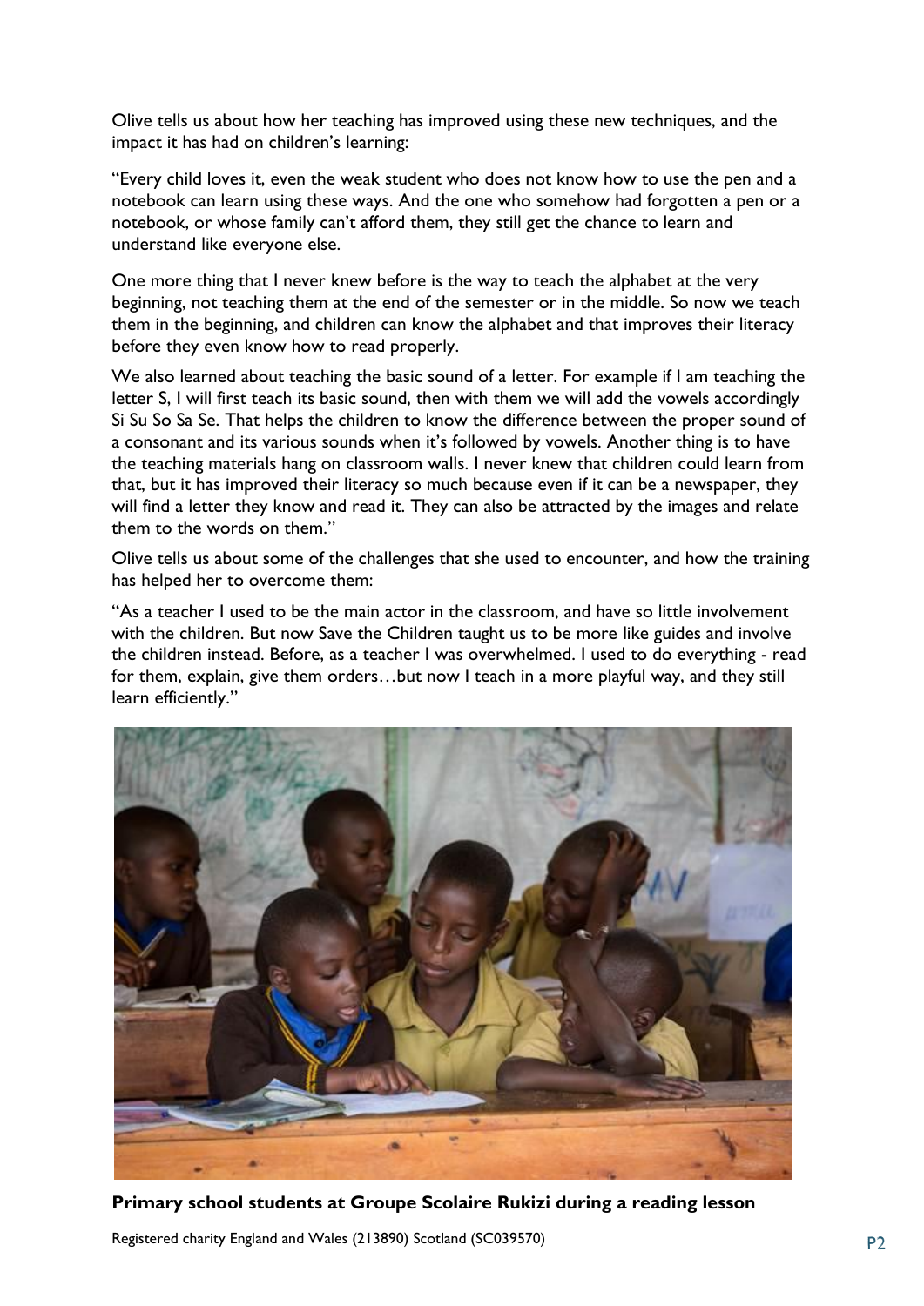Olive tells us about how her teaching has improved using these new techniques, and the impact it has had on children's learning:

"Every child loves it, even the weak student who does not know how to use the pen and a notebook can learn using these ways. And the one who somehow had forgotten a pen or a notebook, or whose family can't afford them, they still get the chance to learn and understand like everyone else.

One more thing that I never knew before is the way to teach the alphabet at the very beginning, not teaching them at the end of the semester or in the middle. So now we teach them in the beginning, and children can know the alphabet and that improves their literacy before they even know how to read properly.

We also learned about teaching the basic sound of a letter. For example if I am teaching the letter S, I will first teach its basic sound, then with them we will add the vowels accordingly Si Su So Sa Se. That helps the children to know the difference between the proper sound of a consonant and its various sounds when it's followed by vowels. Another thing is to have the teaching materials hang on classroom walls. I never knew that children could learn from that, but it has improved their literacy so much because even if it can be a newspaper, they will find a letter they know and read it. They can also be attracted by the images and relate them to the words on them."

Olive tells us about some of the challenges that she used to encounter, and how the training has helped her to overcome them:

"As a teacher I used to be the main actor in the classroom, and have so little involvement with the children. But now Save the Children taught us to be more like guides and involve the children instead. Before, as a teacher I was overwhelmed. I used to do everything - read for them, explain, give them orders…but now I teach in a more playful way, and they still learn efficiently."

**Primary school students at Groupe Scolaire Rukizi during a reading lesson**

Registered charity England and Wales (213890) Scotland (SC039570)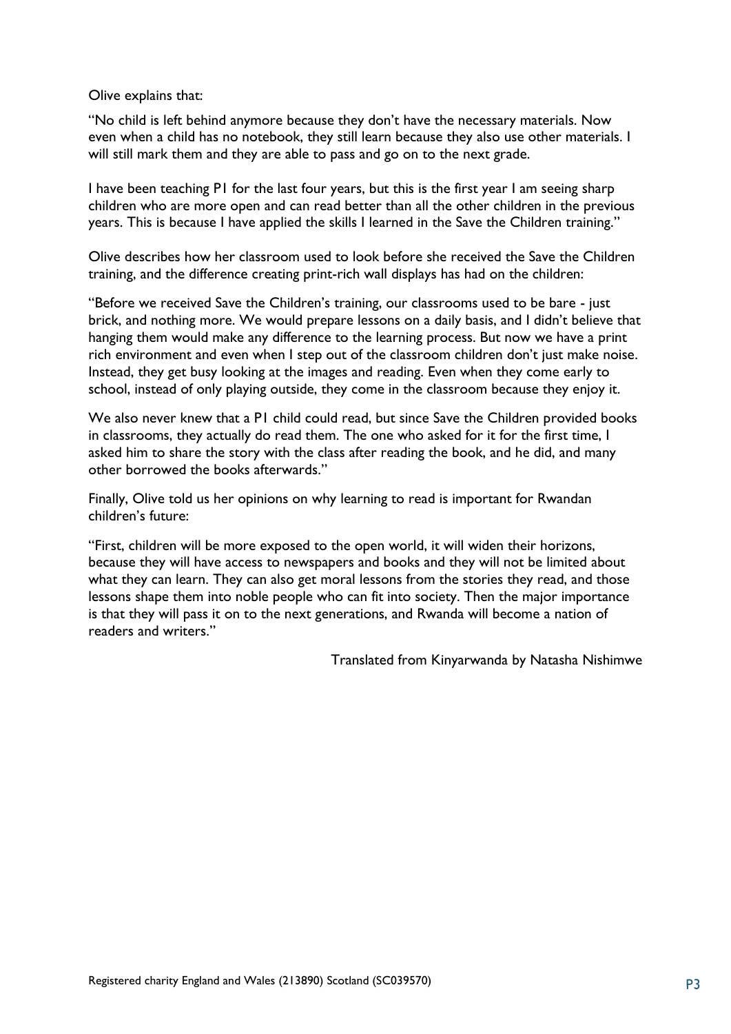Olive explains that:

"No child is left behind anymore because they don't have the necessary materials. Now even when a child has no notebook, they still learn because they also use other materials. I will still mark them and they are able to pass and go on to the next grade.

I have been teaching P1 for the last four years, but this is the first year I am seeing sharp children who are more open and can read better than all the other children in the previous years. This is because I have applied the skills I learned in the Save the Children training."

Olive describes how her classroom used to look before she received the Save the Children training, and the difference creating print-rich wall displays has had on the children:

"Before we received Save the Children's training, our classrooms used to be bare - just brick, and nothing more. We would prepare lessons on a daily basis, and I didn't believe that hanging them would make any difference to the learning process. But now we have a print rich environment and even when I step out of the classroom children don't just make noise. Instead, they get busy looking at the images and reading. Even when they come early to school, instead of only playing outside, they come in the classroom because they enjoy it.

We also never knew that a P1 child could read, but since Save the Children provided books in classrooms, they actually do read them. The one who asked for it for the first time, I asked him to share the story with the class after reading the book, and he did, and many other borrowed the books afterwards."

Finally, Olive told us her opinions on why learning to read is important for Rwandan children's future:

"First, children will be more exposed to the open world, it will widen their horizons, because they will have access to newspapers and books and they will not be limited about what they can learn. They can also get moral lessons from the stories they read, and those lessons shape them into noble people who can fit into society. Then the major importance is that they will pass it on to the next generations, and Rwanda will become a nation of readers and writers."

Translated from Kinyarwanda by Natasha Nishimwe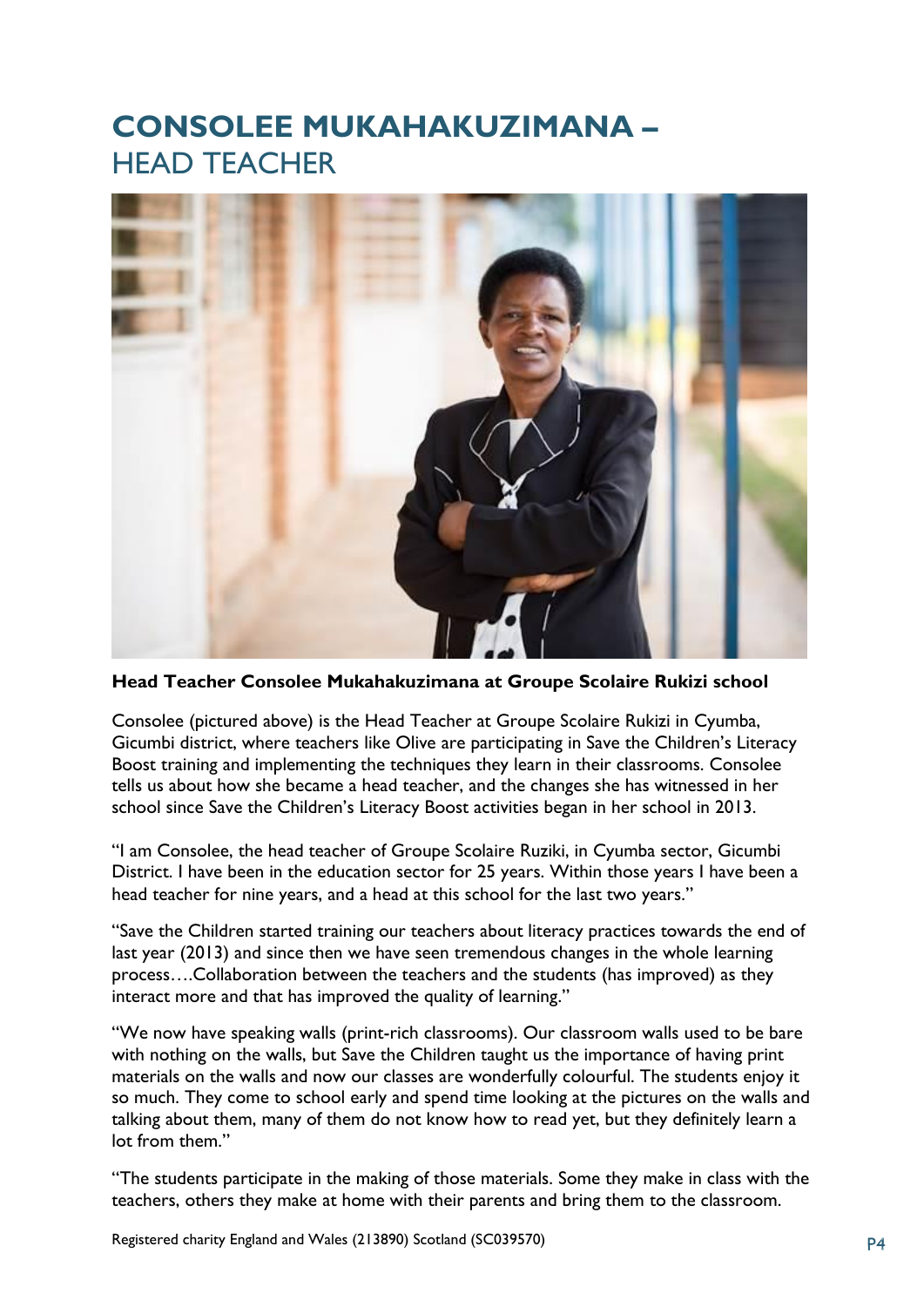# CONSOLEE MUKAHAKUZIMANA – HEAD TEACHER

**Head Teacher Consolee Mukahakuzimana at Groupe Scolaire Rukizi school**

Consolee (pictured above) is the Head Teacher at Groupe Scolaire Rukizi in Cyumba, Gicumbi district, where teachers like Olive are participating in Save the Children's Literacy Boost training and implementing the techniques they learn in their classrooms. Consolee tells us about how she became a head teacher, and the changes she has witnessed in her school since Save the Children's Literacy Boost activities began in her school in 2013.

"I am Consolee, the head teacher of Groupe Scolaire Ruziki, in Cyumba sector, Gicumbi District. I have been in the education sector for 25 years. Within those years I have been a head teacher for nine years, and a head at this school for the last two years."

"Save the Children started training our teachers about literacy practices towards the end of last year (2013) and since then we have seen tremendous changes in the whole learning process….Collaboration between the teachers and the students (has improved) as they interact more and that has improved the quality of learning."

"We now have speaking walls (print-rich classrooms). Our classroom walls used to be bare with nothing on the walls, but Save the Children taught us the importance of having print materials on the walls and now our classes are wonderfully colourful. The students enjoy it so much. They come to school early and spend time looking at the pictures on the walls and talking about them, many of them do not know how to read yet, but they definitely learn a lot from them."

"The students participate in the making of those materials. Some they make in class with the teachers, others they make at home with their parents and bring them to the classroom.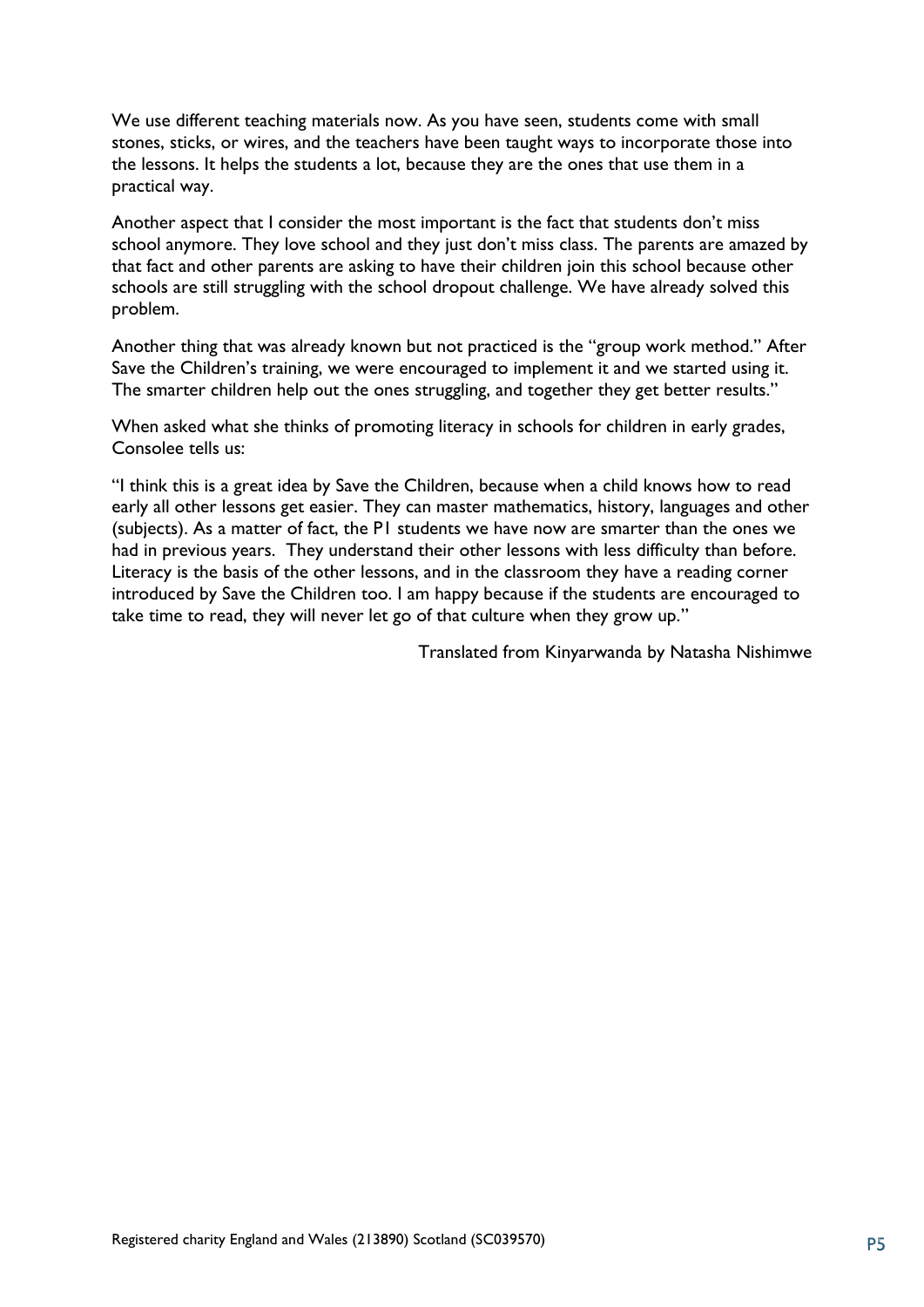We use different teaching materials now. As you have seen, students come with small stones, sticks, or wires, and the teachers have been taught ways to incorporate those into the lessons. It helps the students a lot, because they are the ones that use them in a practical way.

Another aspect that I consider the most important is the fact that students don't miss school anymore. They love school and they just don't miss class. The parents are amazed by that fact and other parents are asking to have their children join this school because other schools are still struggling with the school dropout challenge. We have already solved this problem.

Another thing that was already known but not practiced is the "group work method." After Save the Children's training, we were encouraged to implement it and we started using it. The smarter children help out the ones struggling, and together they get better results."

When asked what she thinks of promoting literacy in schools for children in early grades, Consolee tells us:

"I think this is a great idea by Save the Children, because when a child knows how to read early all other lessons get easier. They can master mathematics, history, languages and other (subjects). As a matter of fact, the P1 students we have now are smarter than the ones we had in previous years. They understand their other lessons with less difficulty than before. Literacy is the basis of the other lessons, and in the classroom they have a reading corner introduced by Save the Children too. I am happy because if the students are encouraged to take time to read, they will never let go of that culture when they grow up."

Translated from Kinyarwanda by Natasha Nishimwe

Registered charity England and Wales (213890) Scotland (SC039570)